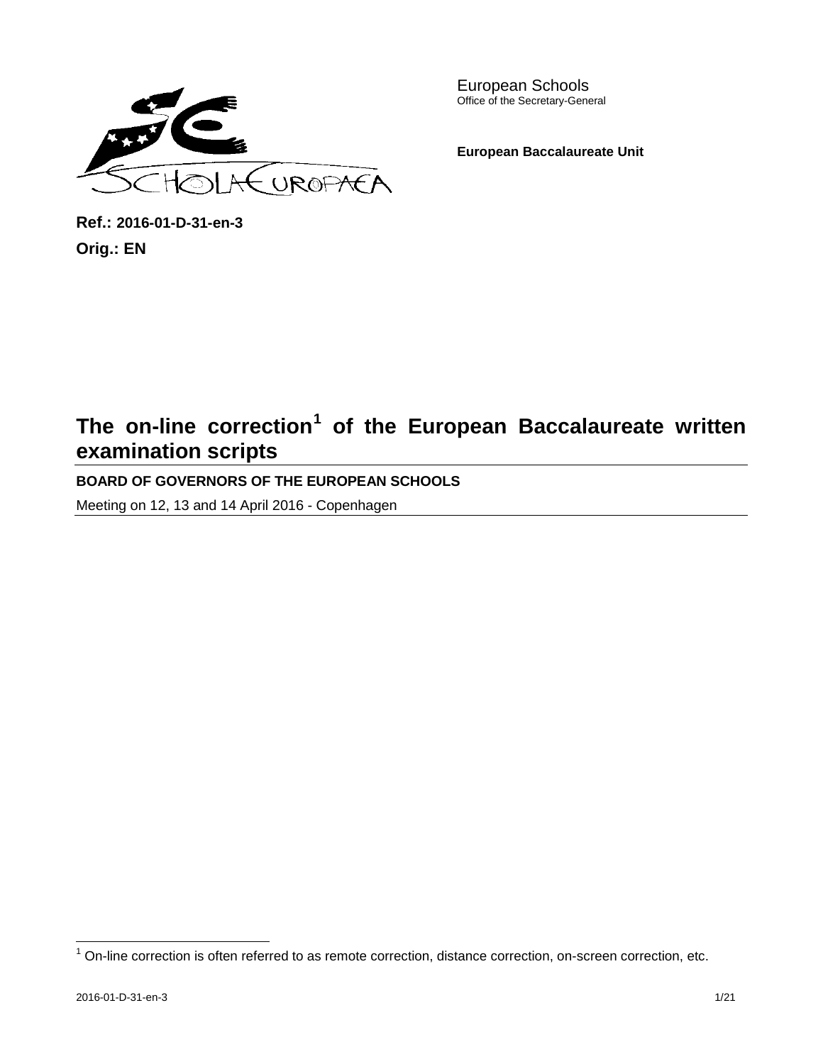European Schools
Office of the Secretary-General

**European Baccalaureate Unit**

**Ref.: 2016-01-D-31-en-3**
**Orig.: EN**

# The on-line correction[1] of the European Baccalaureate written examination scripts

**BOARD OF GOVERNORS OF THE EUROPEAN SCHOOLS**

Meeting on 12, 13 and 14 April 2016 - Copenhagen

[1] On-line correction is often referred to as remote correction, distance correction, on-screen correction, etc.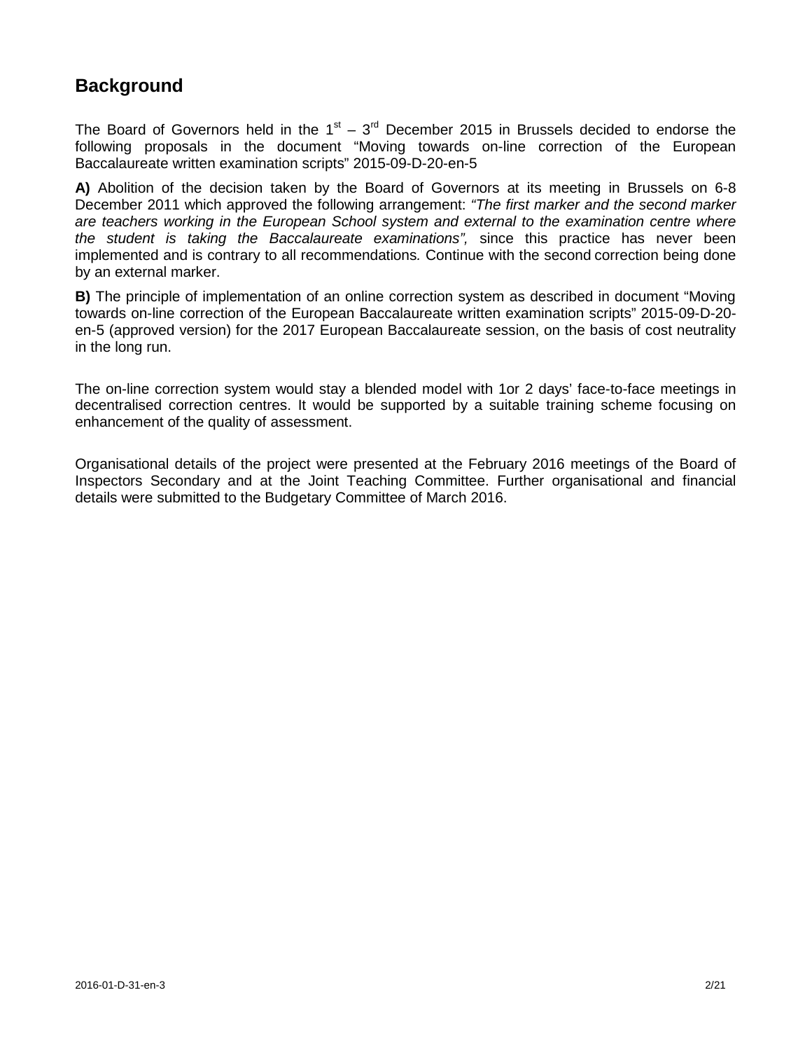## Background

The Board of Governors held in the 1st – 3rd December 2015 in Brussels decided to endorse the following proposals in the document "Moving towards on-line correction of the European Baccalaureate written examination scripts" 2015-09-D-20-en-5

**A)** Abolition of the decision taken by the Board of Governors at its meeting in Brussels on 6-8 December 2011 which approved the following arrangement: *"The first marker and the second marker are teachers working in the European School system and external to the examination centre where the student is taking the Baccalaureate examinations",* since this practice has never been implemented and is contrary to all recommendations. Continue with the second correction being done by an external marker.

**B)** The principle of implementation of an online correction system as described in document "Moving towards on-line correction of the European Baccalaureate written examination scripts" 2015-09-D-20-en-5 (approved version) for the 2017 European Baccalaureate session, on the basis of cost neutrality in the long run.

The on-line correction system would stay a blended model with 1or 2 days' face-to-face meetings in decentralised correction centres. It would be supported by a suitable training scheme focusing on enhancement of the quality of assessment.

Organisational details of the project were presented at the February 2016 meetings of the Board of Inspectors Secondary and at the Joint Teaching Committee. Further organisational and financial details were submitted to the Budgetary Committee of March 2016.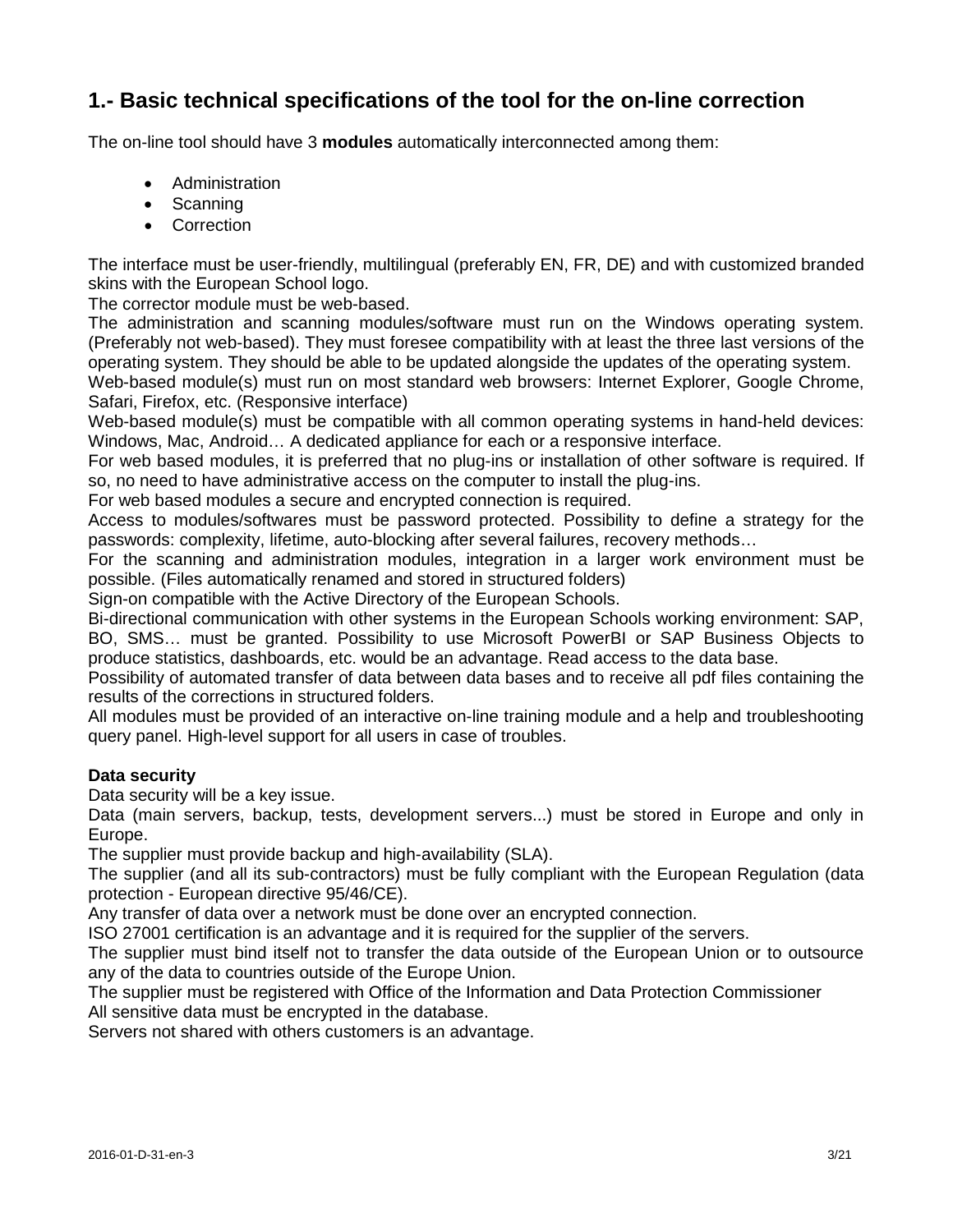## 1.- Basic technical specifications of the tool for the on-line correction

The on-line tool should have 3 **modules** automatically interconnected among them:

- Administration
- Scanning
- Correction

The interface must be user-friendly, multilingual (preferably EN, FR, DE) and with customized branded skins with the European School logo.
The corrector module must be web-based.
The administration and scanning modules/software must run on the Windows operating system. (Preferably not web-based). They must foresee compatibility with at least the three last versions of the operating system. They should be able to be updated alongside the updates of the operating system.
Web-based module(s) must run on most standard web browsers: Internet Explorer, Google Chrome, Safari, Firefox, etc. (Responsive interface)
Web-based module(s) must be compatible with all common operating systems in hand-held devices: Windows, Mac, Android… A dedicated appliance for each or a responsive interface.
For web based modules, it is preferred that no plug-ins or installation of other software is required. If so, no need to have administrative access on the computer to install the plug-ins.
For web based modules a secure and encrypted connection is required.
Access to modules/softwares must be password protected. Possibility to define a strategy for the passwords: complexity, lifetime, auto-blocking after several failures, recovery methods…
For the scanning and administration modules, integration in a larger work environment must be possible. (Files automatically renamed and stored in structured folders)
Sign-on compatible with the Active Directory of the European Schools.
Bi-directional communication with other systems in the European Schools working environment: SAP, BO, SMS… must be granted. Possibility to use Microsoft PowerBI or SAP Business Objects to produce statistics, dashboards, etc. would be an advantage. Read access to the data base.
Possibility of automated transfer of data between data bases and to receive all pdf files containing the results of the corrections in structured folders.
All modules must be provided of an interactive on-line training module and a help and troubleshooting query panel. High-level support for all users in case of troubles.

**Data security**
Data security will be a key issue.
Data (main servers, backup, tests, development servers...) must be stored in Europe and only in Europe.
The supplier must provide backup and high-availability (SLA).
The supplier (and all its sub-contractors) must be fully compliant with the European Regulation (data protection - European directive 95/46/CE).
Any transfer of data over a network must be done over an encrypted connection.
ISO 27001 certification is an advantage and it is required for the supplier of the servers.
The supplier must bind itself not to transfer the data outside of the European Union or to outsource any of the data to countries outside of the Europe Union.
The supplier must be registered with Office of the Information and Data Protection Commissioner
All sensitive data must be encrypted in the database.
Servers not shared with others customers is an advantage.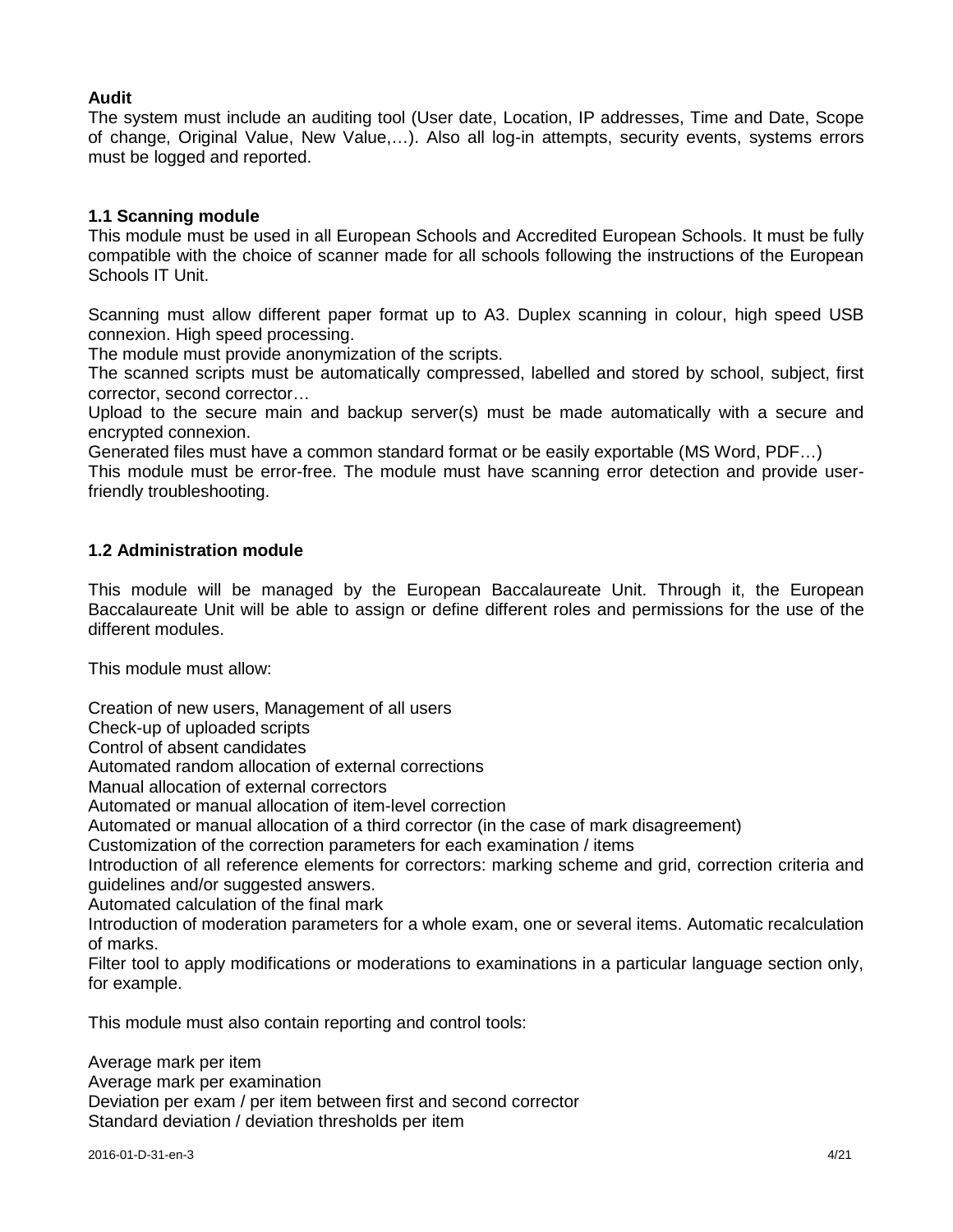**Audit**

The system must include an auditing tool (User date, Location, IP addresses, Time and Date, Scope of change, Original Value, New Value,…). Also all log-in attempts, security events, systems errors must be logged and reported.

### 1.1 Scanning module

This module must be used in all European Schools and Accredited European Schools. It must be fully compatible with the choice of scanner made for all schools following the instructions of the European Schools IT Unit.

Scanning must allow different paper format up to A3. Duplex scanning in colour, high speed USB connexion. High speed processing.
The module must provide anonymization of the scripts.
The scanned scripts must be automatically compressed, labelled and stored by school, subject, first corrector, second corrector…
Upload to the secure main and backup server(s) must be made automatically with a secure and encrypted connexion.
Generated files must have a common standard format or be easily exportable (MS Word, PDF…)
This module must be error-free. The module must have scanning error detection and provide user-friendly troubleshooting.

### 1.2 Administration module

This module will be managed by the European Baccalaureate Unit. Through it, the European Baccalaureate Unit will be able to assign or define different roles and permissions for the use of the different modules.

This module must allow:

Creation of new users, Management of all users
Check-up of uploaded scripts
Control of absent candidates
Automated random allocation of external corrections
Manual allocation of external correctors
Automated or manual allocation of item-level correction
Automated or manual allocation of a third corrector (in the case of mark disagreement)
Customization of the correction parameters for each examination / items
Introduction of all reference elements for correctors: marking scheme and grid, correction criteria and guidelines and/or suggested answers.
Automated calculation of the final mark
Introduction of moderation parameters for a whole exam, one or several items. Automatic recalculation of marks.
Filter tool to apply modifications or moderations to examinations in a particular language section only, for example.

This module must also contain reporting and control tools:

Average mark per item
Average mark per examination
Deviation per exam / per item between first and second corrector
Standard deviation / deviation thresholds per item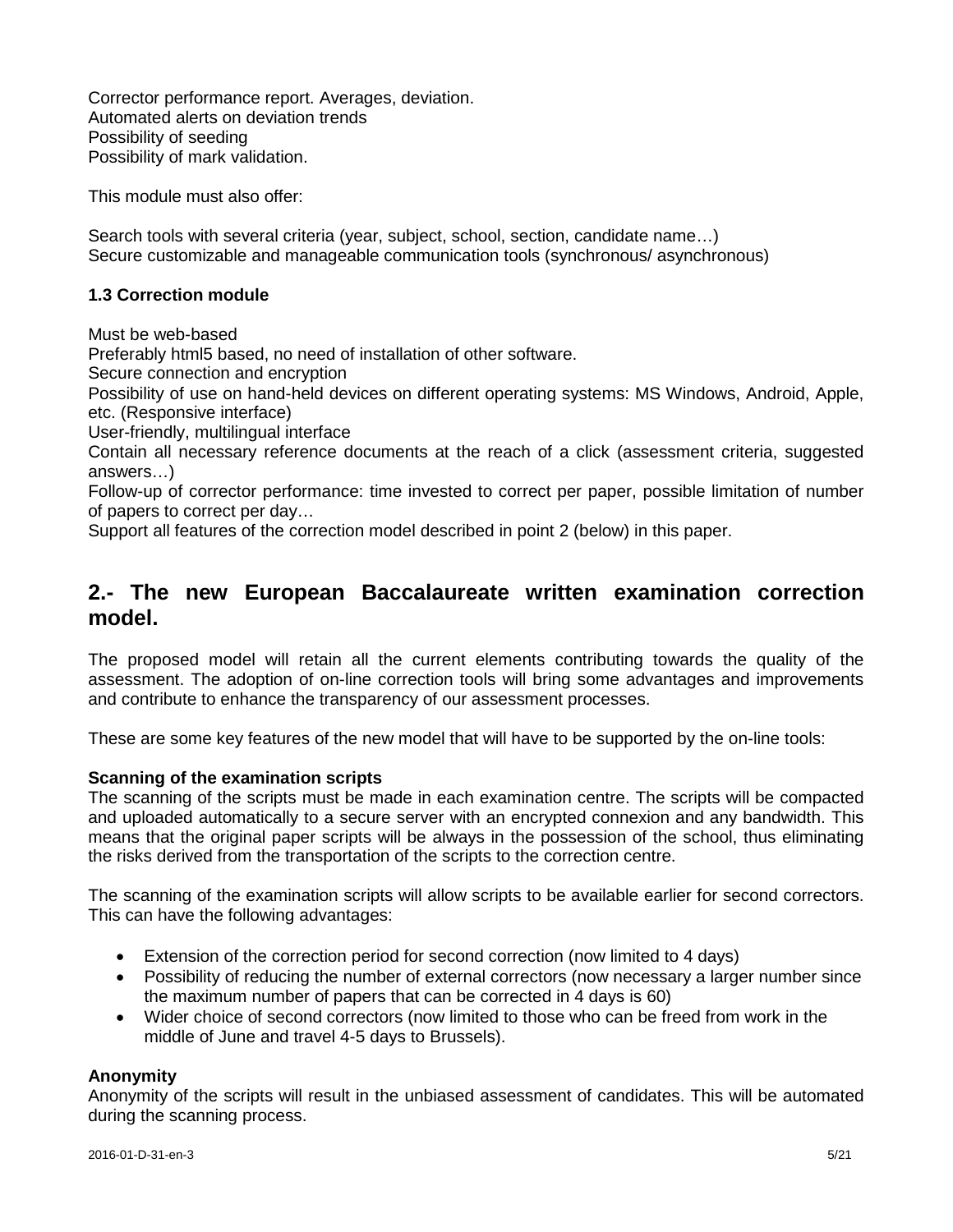Corrector performance report. Averages, deviation.
Automated alerts on deviation trends
Possibility of seeding
Possibility of mark validation.

This module must also offer:

Search tools with several criteria (year, subject, school, section, candidate name…)
Secure customizable and manageable communication tools (synchronous/ asynchronous)

### 1.3 Correction module

Must be web-based
Preferably html5 based, no need of installation of other software.
Secure connection and encryption
Possibility of use on hand-held devices on different operating systems: MS Windows, Android, Apple, etc. (Responsive interface)
User-friendly, multilingual interface
Contain all necessary reference documents at the reach of a click (assessment criteria, suggested answers…)
Follow-up of corrector performance: time invested to correct per paper, possible limitation of number of papers to correct per day…
Support all features of the correction model described in point 2 (below) in this paper.

## 2.- The new European Baccalaureate written examination correction model.

The proposed model will retain all the current elements contributing towards the quality of the assessment. The adoption of on-line correction tools will bring some advantages and improvements and contribute to enhance the transparency of our assessment processes.

These are some key features of the new model that will have to be supported by the on-line tools:

**Scanning of the examination scripts**
The scanning of the scripts must be made in each examination centre. The scripts will be compacted and uploaded automatically to a secure server with an encrypted connexion and any bandwidth. This means that the original paper scripts will be always in the possession of the school, thus eliminating the risks derived from the transportation of the scripts to the correction centre.

The scanning of the examination scripts will allow scripts to be available earlier for second correctors. This can have the following advantages:

- Extension of the correction period for second correction (now limited to 4 days)
- Possibility of reducing the number of external correctors (now necessary a larger number since the maximum number of papers that can be corrected in 4 days is 60)
- Wider choice of second correctors (now limited to those who can be freed from work in the middle of June and travel 4-5 days to Brussels).

**Anonymity**
Anonymity of the scripts will result in the unbiased assessment of candidates. This will be automated during the scanning process.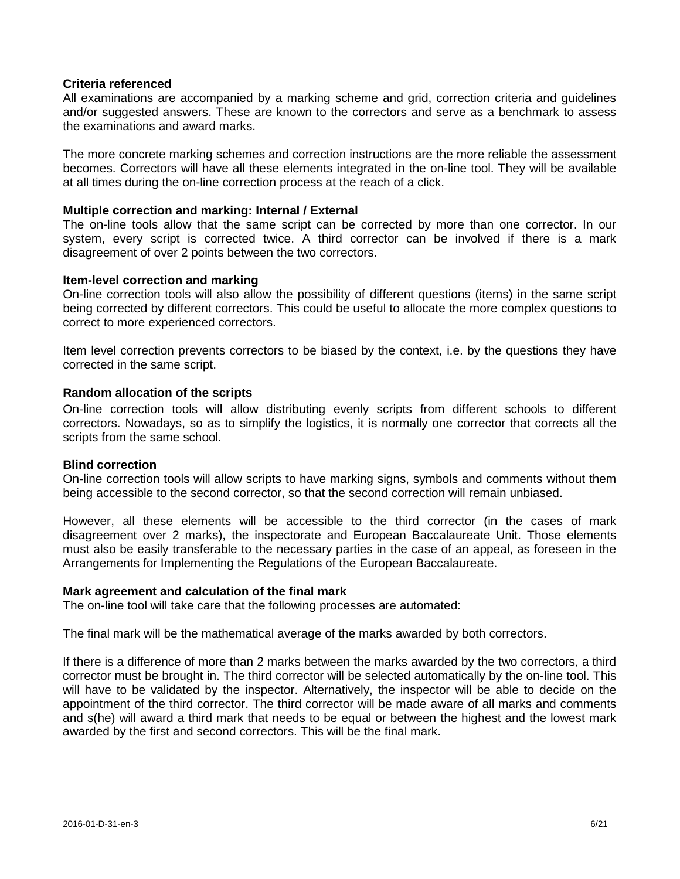**Criteria referenced**

All examinations are accompanied by a marking scheme and grid, correction criteria and guidelines and/or suggested answers. These are known to the correctors and serve as a benchmark to assess the examinations and award marks.

The more concrete marking schemes and correction instructions are the more reliable the assessment becomes. Correctors will have all these elements integrated in the on-line tool. They will be available at all times during the on-line correction process at the reach of a click.

**Multiple correction and marking: Internal / External**

The on-line tools allow that the same script can be corrected by more than one corrector. In our system, every script is corrected twice. A third corrector can be involved if there is a mark disagreement of over 2 points between the two correctors.

**Item-level correction and marking**

On-line correction tools will also allow the possibility of different questions (items) in the same script being corrected by different correctors. This could be useful to allocate the more complex questions to correct to more experienced correctors.

Item level correction prevents correctors to be biased by the context, i.e. by the questions they have corrected in the same script.

**Random allocation of the scripts**

On-line correction tools will allow distributing evenly scripts from different schools to different correctors. Nowadays, so as to simplify the logistics, it is normally one corrector that corrects all the scripts from the same school.

**Blind correction**

On-line correction tools will allow scripts to have marking signs, symbols and comments without them being accessible to the second corrector, so that the second correction will remain unbiased.

However, all these elements will be accessible to the third corrector (in the cases of mark disagreement over 2 marks), the inspectorate and European Baccalaureate Unit. Those elements must also be easily transferable to the necessary parties in the case of an appeal, as foreseen in the Arrangements for Implementing the Regulations of the European Baccalaureate.

**Mark agreement and calculation of the final mark**

The on-line tool will take care that the following processes are automated:

The final mark will be the mathematical average of the marks awarded by both correctors.

If there is a difference of more than 2 marks between the marks awarded by the two correctors, a third corrector must be brought in. The third corrector will be selected automatically by the on-line tool. This will have to be validated by the inspector. Alternatively, the inspector will be able to decide on the appointment of the third corrector. The third corrector will be made aware of all marks and comments and s(he) will award a third mark that needs to be equal or between the highest and the lowest mark awarded by the first and second correctors. This will be the final mark.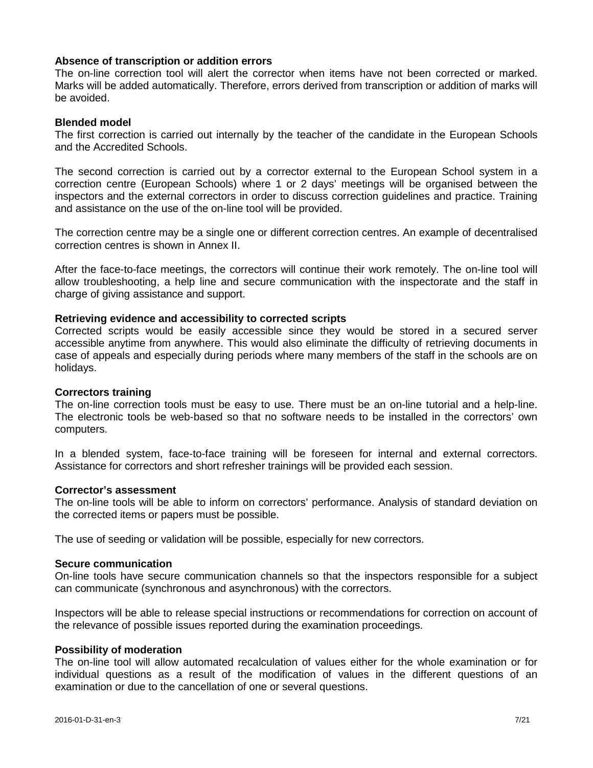**Absence of transcription or addition errors**
The on-line correction tool will alert the corrector when items have not been corrected or marked. Marks will be added automatically. Therefore, errors derived from transcription or addition of marks will be avoided.

**Blended model**
The first correction is carried out internally by the teacher of the candidate in the European Schools and the Accredited Schools.

The second correction is carried out by a corrector external to the European School system in a correction centre (European Schools) where 1 or 2 days' meetings will be organised between the inspectors and the external correctors in order to discuss correction guidelines and practice. Training and assistance on the use of the on-line tool will be provided.

The correction centre may be a single one or different correction centres. An example of decentralised correction centres is shown in Annex II.

After the face-to-face meetings, the correctors will continue their work remotely. The on-line tool will allow troubleshooting, a help line and secure communication with the inspectorate and the staff in charge of giving assistance and support.

**Retrieving evidence and accessibility to corrected scripts**
Corrected scripts would be easily accessible since they would be stored in a secured server accessible anytime from anywhere. This would also eliminate the difficulty of retrieving documents in case of appeals and especially during periods where many members of the staff in the schools are on holidays.

**Correctors training**
The on-line correction tools must be easy to use. There must be an on-line tutorial and a help-line. The electronic tools be web-based so that no software needs to be installed in the correctors' own computers.

In a blended system, face-to-face training will be foreseen for internal and external correctors. Assistance for correctors and short refresher trainings will be provided each session.

**Corrector's assessment**
The on-line tools will be able to inform on correctors' performance. Analysis of standard deviation on the corrected items or papers must be possible.

The use of seeding or validation will be possible, especially for new correctors.

**Secure communication**
On-line tools have secure communication channels so that the inspectors responsible for a subject can communicate (synchronous and asynchronous) with the correctors.

Inspectors will be able to release special instructions or recommendations for correction on account of the relevance of possible issues reported during the examination proceedings.

**Possibility of moderation**
The on-line tool will allow automated recalculation of values either for the whole examination or for individual questions as a result of the modification of values in the different questions of an examination or due to the cancellation of one or several questions.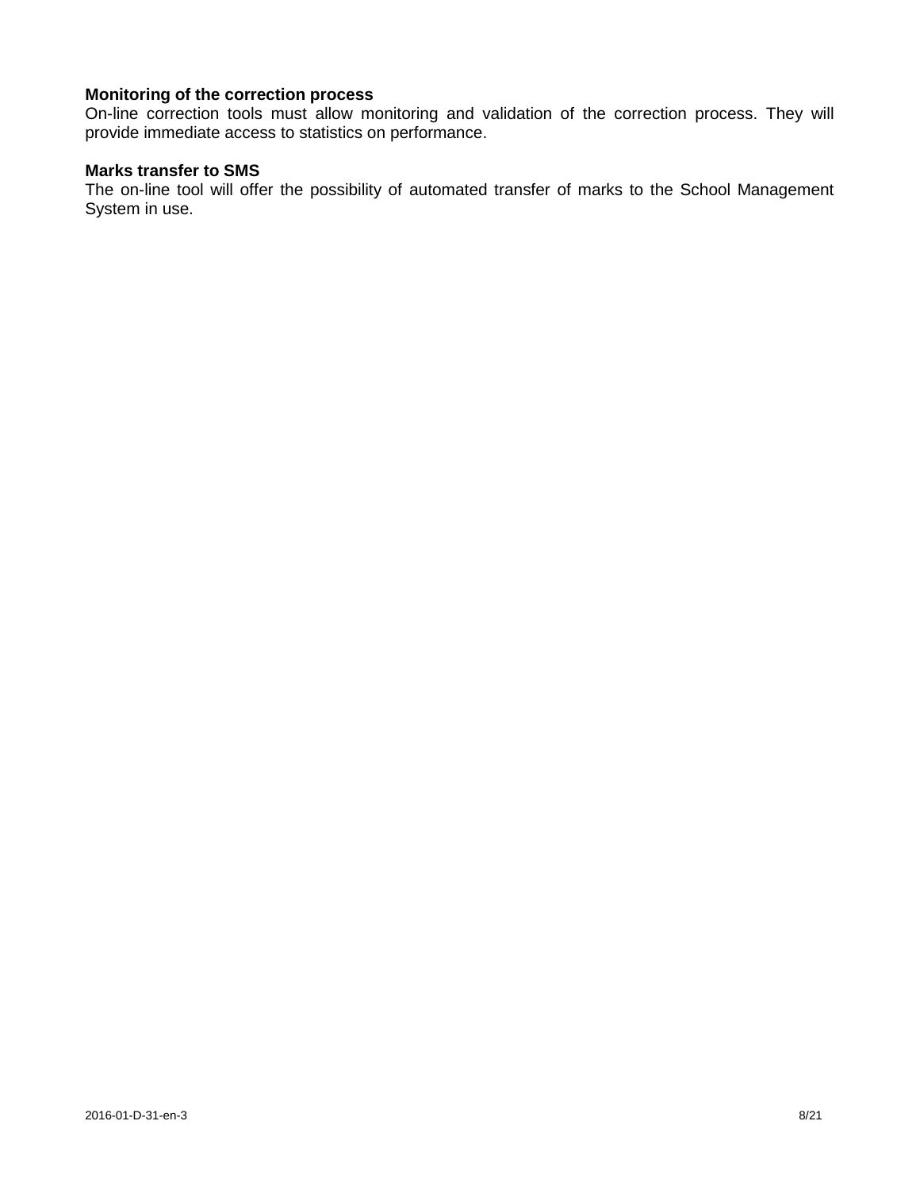**Monitoring of the correction process**
On-line correction tools must allow monitoring and validation of the correction process. They will provide immediate access to statistics on performance.

**Marks transfer to SMS**
The on-line tool will offer the possibility of automated transfer of marks to the School Management System in use.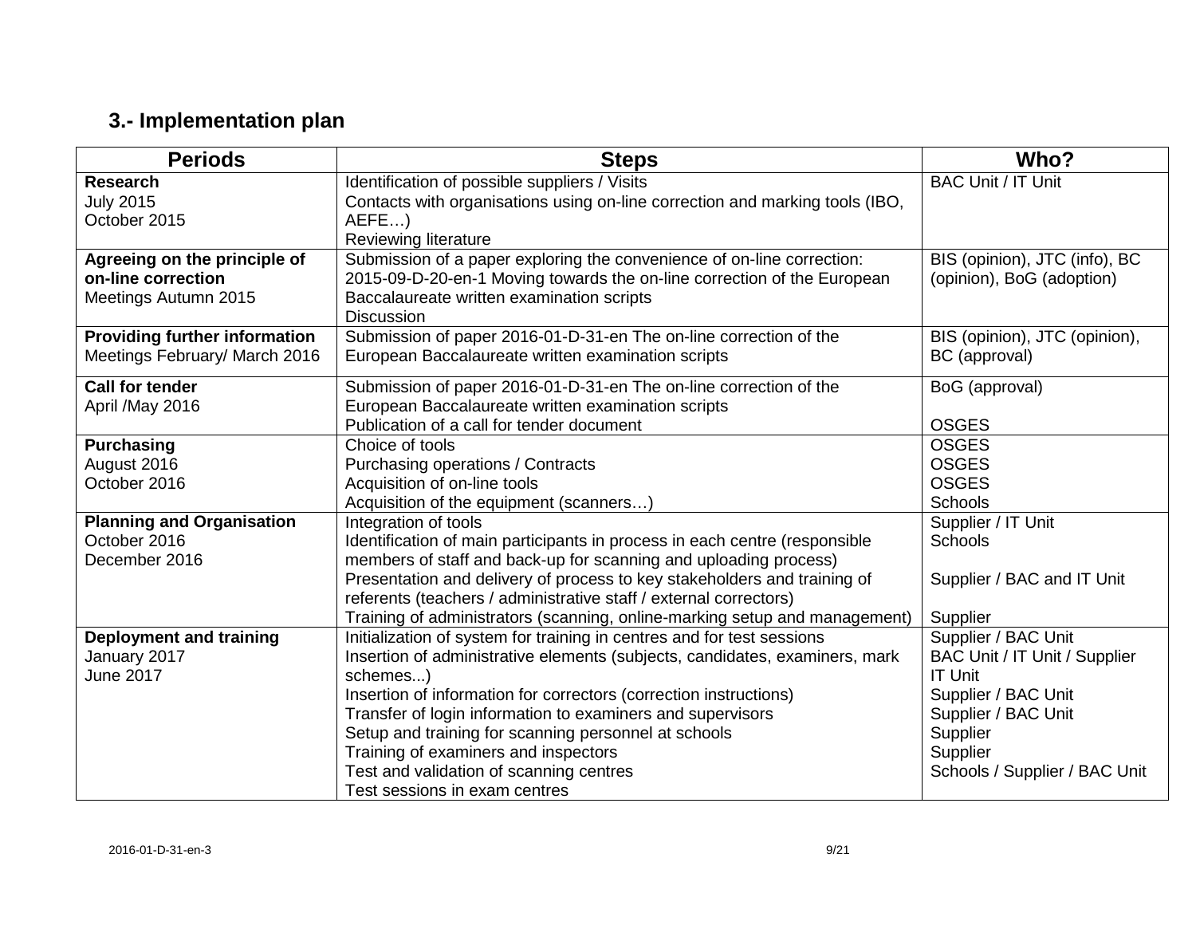## 3.- Implementation plan

| Periods | Steps | Who? |
|---|---|---|
| **Research**<br>July 2015<br>October 2015 | Identification of possible suppliers / Visits<br>Contacts with organisations using on-line correction and marking tools (IBO, AEFE…)<br>Reviewing literature | BAC Unit / IT Unit |
| **Agreeing on the principle of on-line correction**<br>Meetings Autumn 2015 | Submission of a paper exploring the convenience of on-line correction: 2015-09-D-20-en-1 Moving towards the on-line correction of the European Baccalaureate written examination scripts<br>Discussion | BIS (opinion), JTC (info), BC (opinion), BoG (adoption) |
| **Providing further information**<br>Meetings February/ March 2016 | Submission of paper 2016-01-D-31-en The on-line correction of the European Baccalaureate written examination scripts | BIS (opinion), JTC (opinion), BC (approval) |
| **Call for tender**<br>April /May 2016 | Submission of paper 2016-01-D-31-en The on-line correction of the European Baccalaureate written examination scripts<br>Publication of a call for tender document | BoG (approval)<br><br>OSGES |
| **Purchasing**<br>August 2016<br>October 2016 | Choice of tools<br>Purchasing operations / Contracts<br>Acquisition of on-line tools<br>Acquisition of the equipment (scanners…) | OSGES<br>OSGES<br>OSGES<br>Schools |
| **Planning and Organisation**<br>October 2016<br>December 2016 | Integration of tools<br>Identification of main participants in process in each centre (responsible members of staff and back-up for scanning and uploading process)<br>Presentation and delivery of process to key stakeholders and training of referents (teachers / administrative staff / external correctors)<br>Training of administrators (scanning, online-marking setup and management) | Supplier / IT Unit<br>Schools<br><br>Supplier / BAC and IT Unit<br><br>Supplier |
| **Deployment and training**<br>January 2017<br>June 2017 | Initialization of system for training in centres and for test sessions<br>Insertion of administrative elements (subjects, candidates, examiners, mark schemes...)<br>Insertion of information for correctors (correction instructions)<br>Transfer of login information to examiners and supervisors<br>Setup and training for scanning personnel at schools<br>Training of examiners and inspectors<br>Test and validation of scanning centres<br>Test sessions in exam centres | Supplier / BAC Unit<br>BAC Unit / IT Unit / Supplier<br>IT Unit<br>Supplier / BAC Unit<br>Supplier / BAC Unit<br>Supplier<br>Supplier<br>Schools / Supplier / BAC Unit |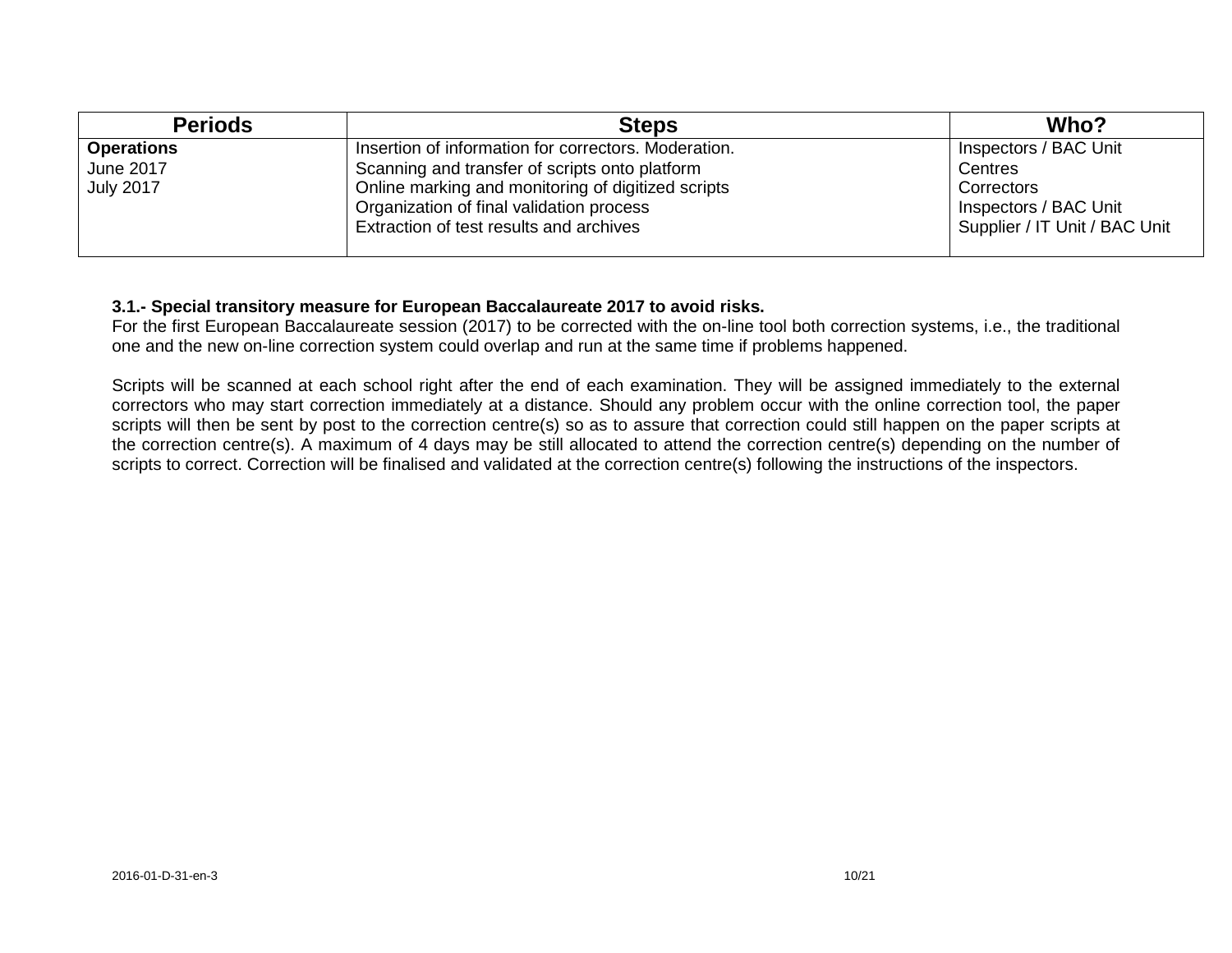| Periods | Steps | Who? |
|---|---|---|
| **Operations**<br>June 2017<br>July 2017 | Insertion of information for correctors. Moderation.<br>Scanning and transfer of scripts onto platform<br>Online marking and monitoring of digitized scripts<br>Organization of final validation process<br>Extraction of test results and archives | Inspectors / BAC Unit<br>Centres<br>Correctors<br>Inspectors / BAC Unit<br>Supplier / IT Unit / BAC Unit |

**3.1.- Special transitory measure for European Baccalaureate 2017 to avoid risks.**

For the first European Baccalaureate session (2017) to be corrected with the on-line tool both correction systems, i.e., the traditional one and the new on-line correction system could overlap and run at the same time if problems happened.

Scripts will be scanned at each school right after the end of each examination. They will be assigned immediately to the external correctors who may start correction immediately at a distance. Should any problem occur with the online correction tool, the paper scripts will then be sent by post to the correction centre(s) so as to assure that correction could still happen on the paper scripts at the correction centre(s). A maximum of 4 days may be still allocated to attend the correction centre(s) depending on the number of scripts to correct. Correction will be finalised and validated at the correction centre(s) following the instructions of the inspectors.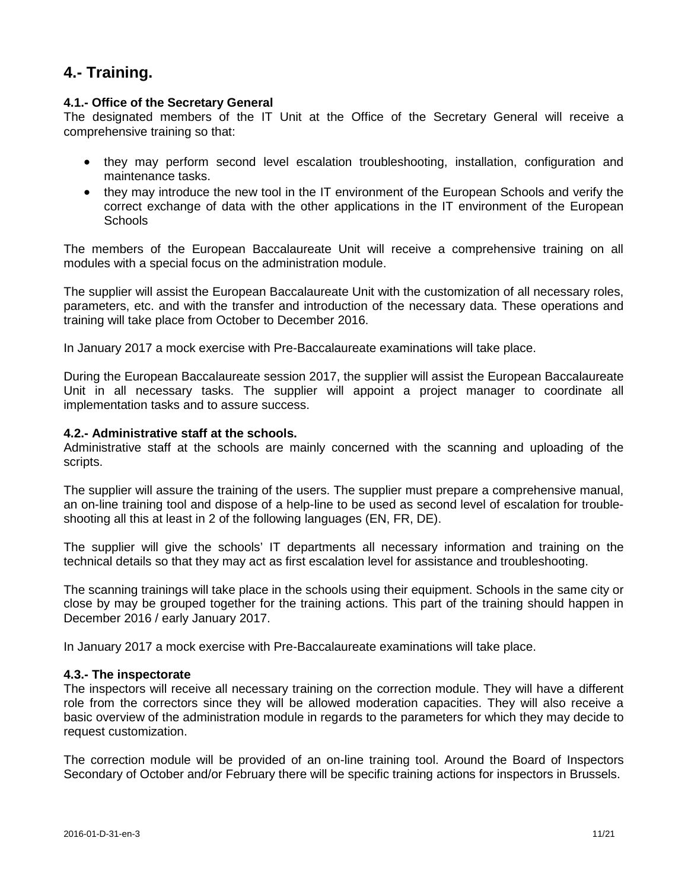# 4.- Training.

### 4.1.- Office of the Secretary General

The designated members of the IT Unit at the Office of the Secretary General will receive a comprehensive training so that:

- they may perform second level escalation troubleshooting, installation, configuration and maintenance tasks.
- they may introduce the new tool in the IT environment of the European Schools and verify the correct exchange of data with the other applications in the IT environment of the European Schools

The members of the European Baccalaureate Unit will receive a comprehensive training on all modules with a special focus on the administration module.

The supplier will assist the European Baccalaureate Unit with the customization of all necessary roles, parameters, etc. and with the transfer and introduction of the necessary data. These operations and training will take place from October to December 2016.

In January 2017 a mock exercise with Pre-Baccalaureate examinations will take place.

During the European Baccalaureate session 2017, the supplier will assist the European Baccalaureate Unit in all necessary tasks. The supplier will appoint a project manager to coordinate all implementation tasks and to assure success.

### 4.2.- Administrative staff at the schools.

Administrative staff at the schools are mainly concerned with the scanning and uploading of the scripts.

The supplier will assure the training of the users. The supplier must prepare a comprehensive manual, an on-line training tool and dispose of a help-line to be used as second level of escalation for trouble-shooting all this at least in 2 of the following languages (EN, FR, DE).

The supplier will give the schools' IT departments all necessary information and training on the technical details so that they may act as first escalation level for assistance and troubleshooting.

The scanning trainings will take place in the schools using their equipment. Schools in the same city or close by may be grouped together for the training actions. This part of the training should happen in December 2016 / early January 2017.

In January 2017 a mock exercise with Pre-Baccalaureate examinations will take place.

### 4.3.- The inspectorate

The inspectors will receive all necessary training on the correction module. They will have a different role from the correctors since they will be allowed moderation capacities. They will also receive a basic overview of the administration module in regards to the parameters for which they may decide to request customization.

The correction module will be provided of an on-line training tool. Around the Board of Inspectors Secondary of October and/or February there will be specific training actions for inspectors in Brussels.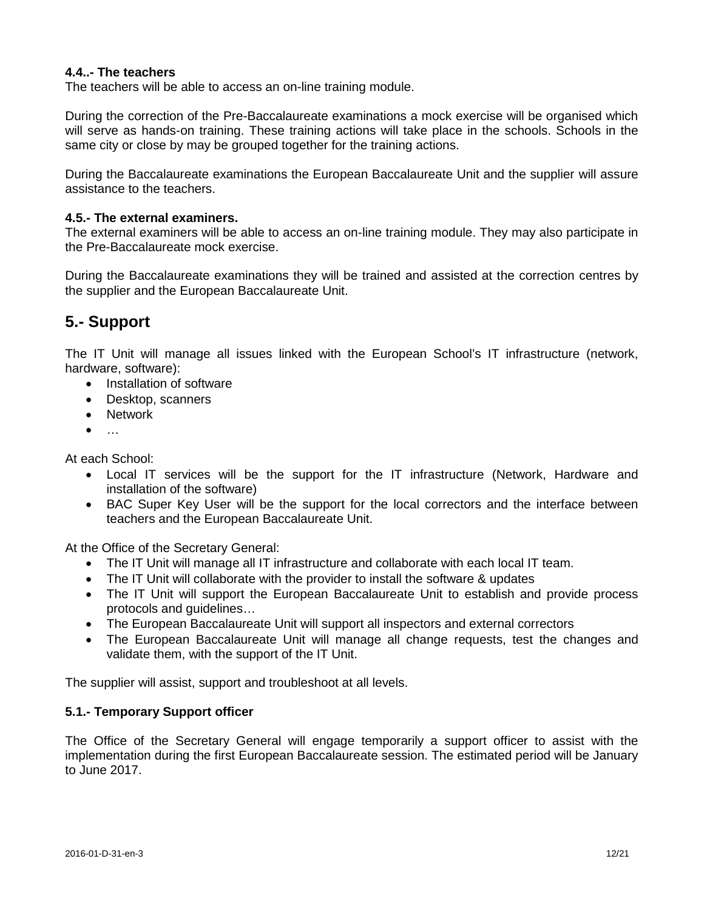#### 4.4..- The teachers

The teachers will be able to access an on-line training module.

During the correction of the Pre-Baccalaureate examinations a mock exercise will be organised which will serve as hands-on training. These training actions will take place in the schools. Schools in the same city or close by may be grouped together for the training actions.

During the Baccalaureate examinations the European Baccalaureate Unit and the supplier will assure assistance to the teachers.

#### 4.5.- The external examiners.

The external examiners will be able to access an on-line training module. They may also participate in the Pre-Baccalaureate mock exercise.

During the Baccalaureate examinations they will be trained and assisted at the correction centres by the supplier and the European Baccalaureate Unit.

## 5.- Support

The IT Unit will manage all issues linked with the European School's IT infrastructure (network, hardware, software):

- Installation of software
- Desktop, scanners
- Network
- …

At each School:

- Local IT services will be the support for the IT infrastructure (Network, Hardware and installation of the software)
- BAC Super Key User will be the support for the local correctors and the interface between teachers and the European Baccalaureate Unit.

At the Office of the Secretary General:

- The IT Unit will manage all IT infrastructure and collaborate with each local IT team.
- The IT Unit will collaborate with the provider to install the software & updates
- The IT Unit will support the European Baccalaureate Unit to establish and provide process protocols and guidelines…
- The European Baccalaureate Unit will support all inspectors and external correctors
- The European Baccalaureate Unit will manage all change requests, test the changes and validate them, with the support of the IT Unit.

The supplier will assist, support and troubleshoot at all levels.

#### 5.1.- Temporary Support officer

The Office of the Secretary General will engage temporarily a support officer to assist with the implementation during the first European Baccalaureate session. The estimated period will be January to June 2017.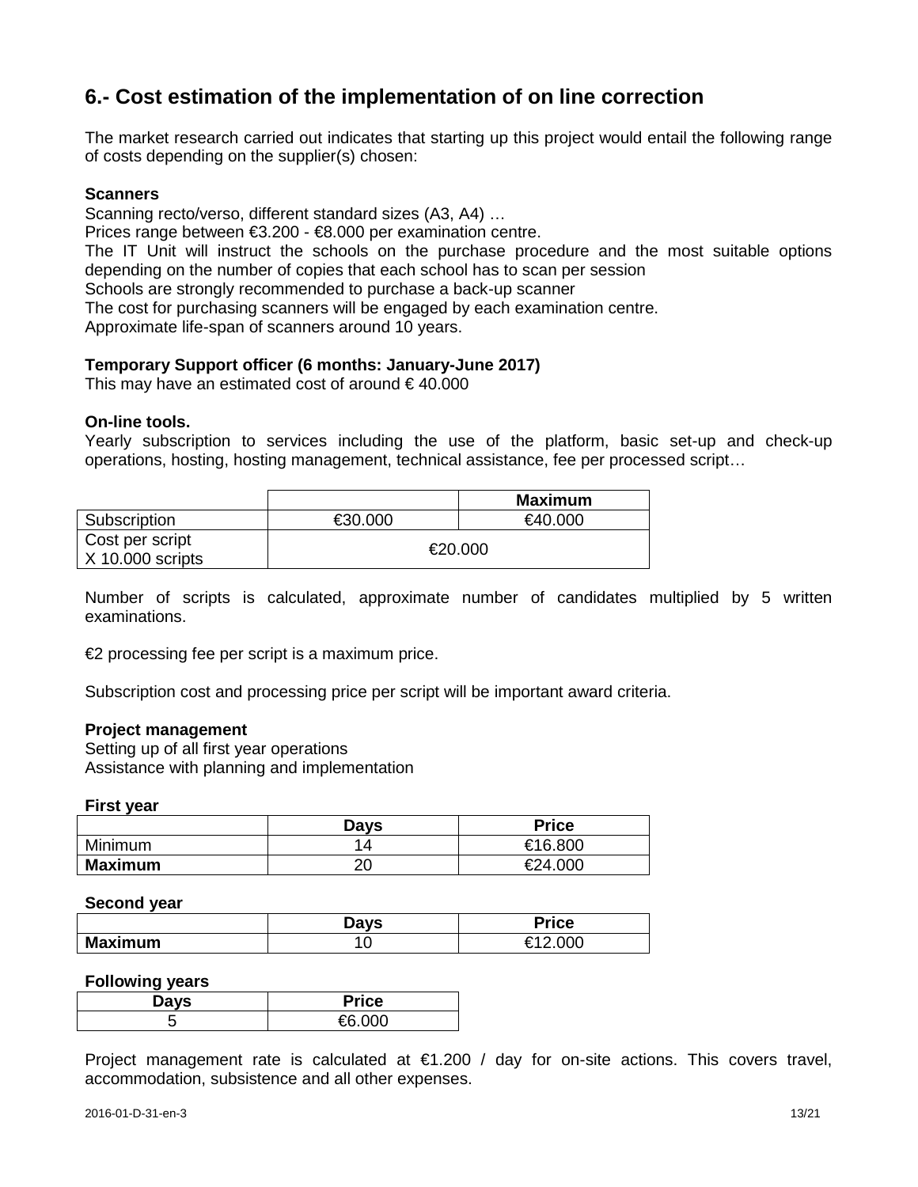## 6.- Cost estimation of the implementation of on line correction

The market research carried out indicates that starting up this project would entail the following range of costs depending on the supplier(s) chosen:

**Scanners**

Scanning recto/verso, different standard sizes (A3, A4) …
Prices range between €3.200 - €8.000 per examination centre.
The IT Unit will instruct the schools on the purchase procedure and the most suitable options depending on the number of copies that each school has to scan per session
Schools are strongly recommended to purchase a back-up scanner
The cost for purchasing scanners will be engaged by each examination centre.
Approximate life-span of scanners around 10 years.

**Temporary Support officer (6 months: January-June 2017)**

This may have an estimated cost of around € 40.000

**On-line tools.**

Yearly subscription to services including the use of the platform, basic set-up and check-up operations, hosting, hosting management, technical assistance, fee per processed script…

| | | **Maximum** |
|---|---|---|
| Subscription | €30.000 | €40.000 |
| Cost per script X 10.000 scripts | €20.000 | |

Number of scripts is calculated, approximate number of candidates multiplied by 5 written examinations.

€2 processing fee per script is a maximum price.

Subscription cost and processing price per script will be important award criteria.

**Project management**

Setting up of all first year operations
Assistance with planning and implementation

**First year**

| | **Days** | **Price** |
|---|---|---|
| Minimum | 14 | €16.800 |
| **Maximum** | 20 | €24.000 |

**Second year**

| | **Days** | **Price** |
|---|---|---|
| **Maximum** | 10 | €12.000 |

**Following years**

| **Days** | **Price** |
|---|---|
| 5 | €6.000 |

Project management rate is calculated at €1.200 / day for on-site actions. This covers travel, accommodation, subsistence and all other expenses.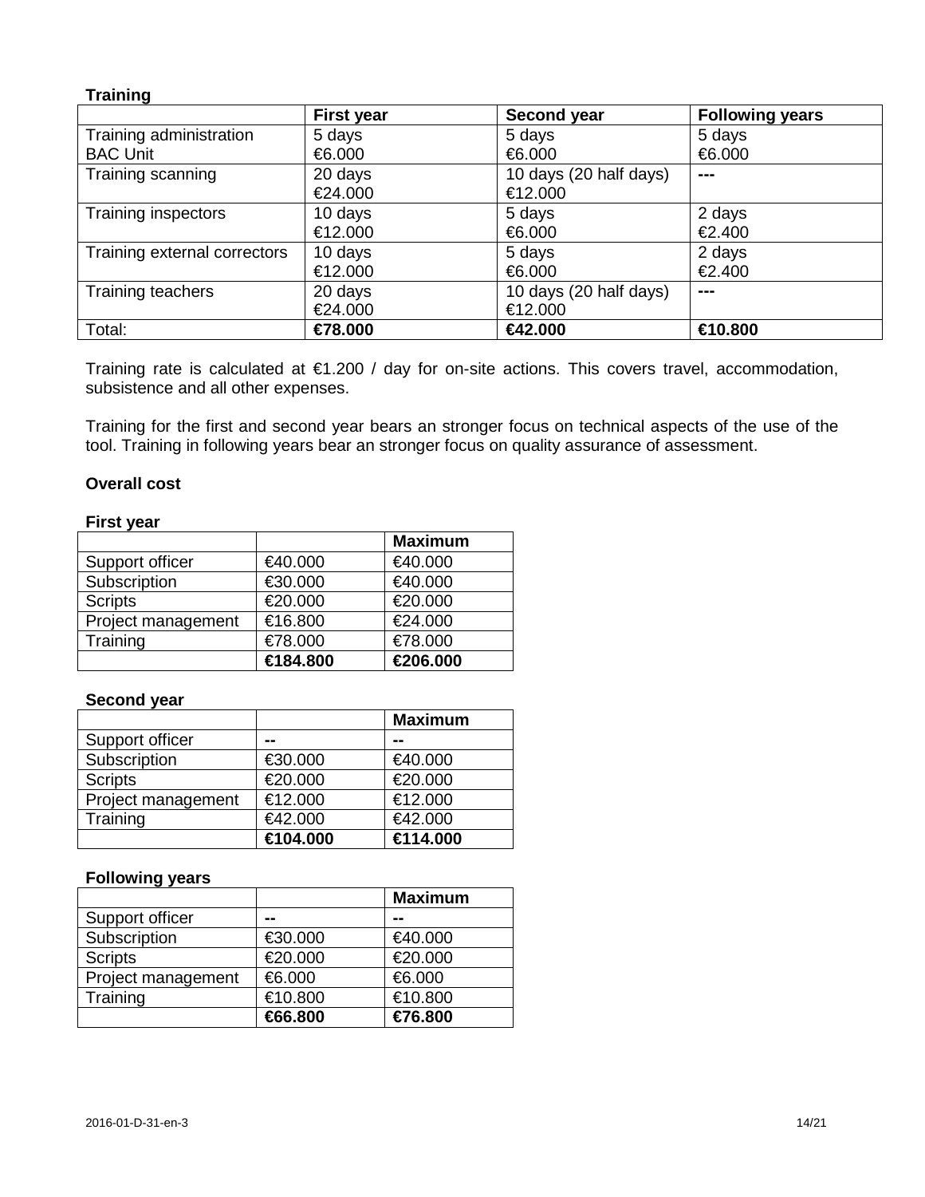**Training**

| | First year | Second year | Following years |
|---|---|---|---|
| Training administration BAC Unit | 5 days €6.000 | 5 days €6.000 | 5 days €6.000 |
| Training scanning | 20 days €24.000 | 10 days (20 half days) €12.000 | --- |
| Training inspectors | 10 days €12.000 | 5 days €6.000 | 2 days €2.400 |
| Training external correctors | 10 days €12.000 | 5 days €6.000 | 2 days €2.400 |
| Training teachers | 20 days €24.000 | 10 days (20 half days) €12.000 | --- |
| Total: | **€78.000** | **€42.000** | **€10.800** |

Training rate is calculated at €1.200 / day for on-site actions. This covers travel, accommodation, subsistence and all other expenses.

Training for the first and second year bears an stronger focus on technical aspects of the use of the tool. Training in following years bear an stronger focus on quality assurance of assessment.

**Overall cost**

**First year**

| | | Maximum |
|---|---|---|
| Support officer | €40.000 | €40.000 |
| Subscription | €30.000 | €40.000 |
| Scripts | €20.000 | €20.000 |
| Project management | €16.800 | €24.000 |
| Training | €78.000 | €78.000 |
| | **€184.800** | **€206.000** |

**Second year**

| | | Maximum |
|---|---|---|
| Support officer | -- | -- |
| Subscription | €30.000 | €40.000 |
| Scripts | €20.000 | €20.000 |
| Project management | €12.000 | €12.000 |
| Training | €42.000 | €42.000 |
| | **€104.000** | **€114.000** |

**Following years**

| | | Maximum |
|---|---|---|
| Support officer | -- | -- |
| Subscription | €30.000 | €40.000 |
| Scripts | €20.000 | €20.000 |
| Project management | €6.000 | €6.000 |
| Training | €10.800 | €10.800 |
| | **€66.800** | **€76.800** |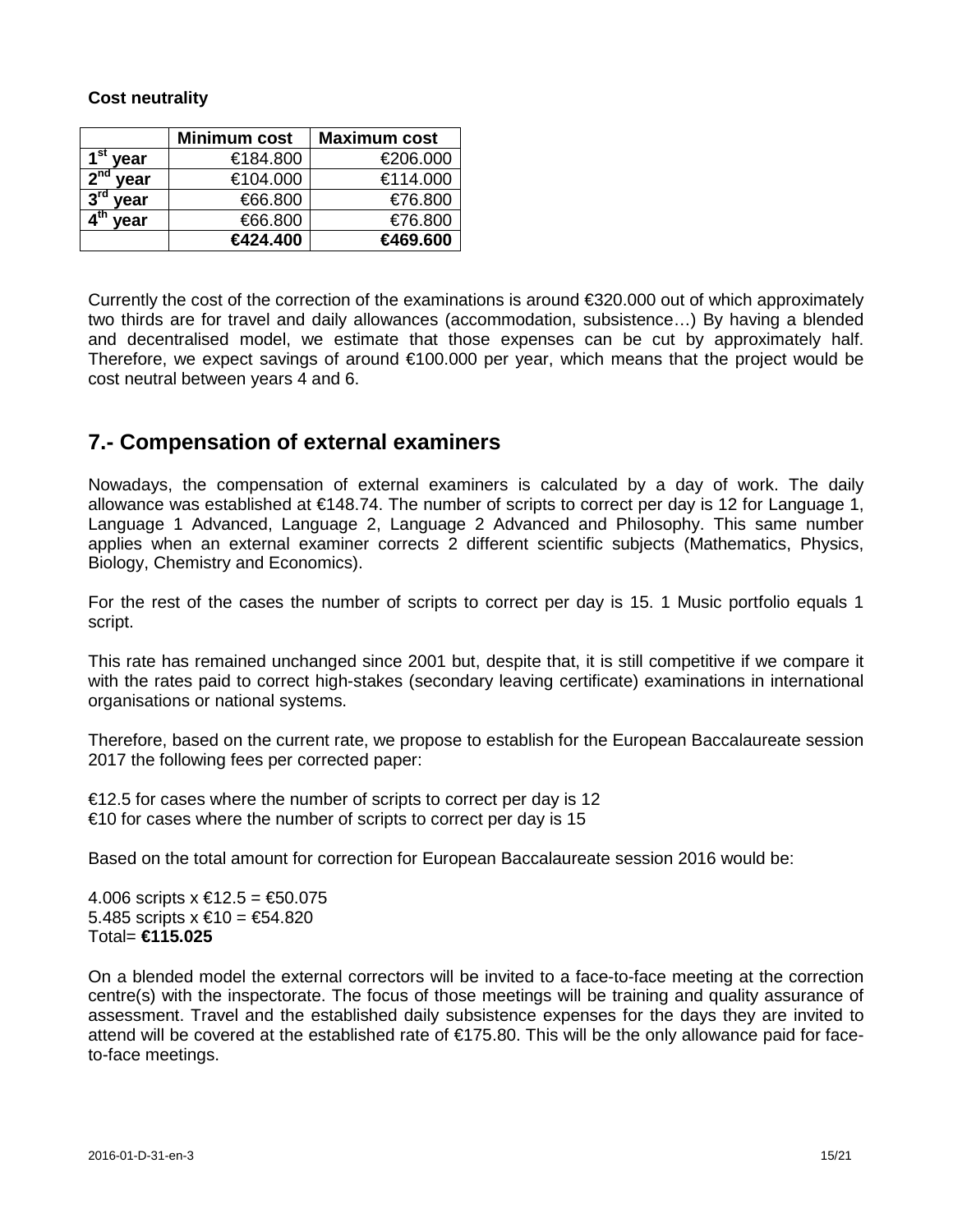**Cost neutrality**

| | Minimum cost | Maximum cost |
|---|---|---|
| 1st year | €184.800 | €206.000 |
| 2nd year | €104.000 | €114.000 |
| 3rd year | €66.800 | €76.800 |
| 4th year | €66.800 | €76.800 |
| | **€424.400** | **€469.600** |

Currently the cost of the correction of the examinations is around €320.000 out of which approximately two thirds are for travel and daily allowances (accommodation, subsistence…) By having a blended and decentralised model, we estimate that those expenses can be cut by approximately half. Therefore, we expect savings of around €100.000 per year, which means that the project would be cost neutral between years 4 and 6.

## 7.- Compensation of external examiners

Nowadays, the compensation of external examiners is calculated by a day of work. The daily allowance was established at €148.74. The number of scripts to correct per day is 12 for Language 1, Language 1 Advanced, Language 2, Language 2 Advanced and Philosophy. This same number applies when an external examiner corrects 2 different scientific subjects (Mathematics, Physics, Biology, Chemistry and Economics).

For the rest of the cases the number of scripts to correct per day is 15. 1 Music portfolio equals 1 script.

This rate has remained unchanged since 2001 but, despite that, it is still competitive if we compare it with the rates paid to correct high-stakes (secondary leaving certificate) examinations in international organisations or national systems.

Therefore, based on the current rate, we propose to establish for the European Baccalaureate session 2017 the following fees per corrected paper:

€12.5 for cases where the number of scripts to correct per day is 12
€10 for cases where the number of scripts to correct per day is 15

Based on the total amount for correction for European Baccalaureate session 2016 would be:

4.006 scripts x €12.5 = €50.075
5.485 scripts x €10 = €54.820
Total= **€115.025**

On a blended model the external correctors will be invited to a face-to-face meeting at the correction centre(s) with the inspectorate. The focus of those meetings will be training and quality assurance of assessment. Travel and the established daily subsistence expenses for the days they are invited to attend will be covered at the established rate of €175.80. This will be the only allowance paid for face-to-face meetings.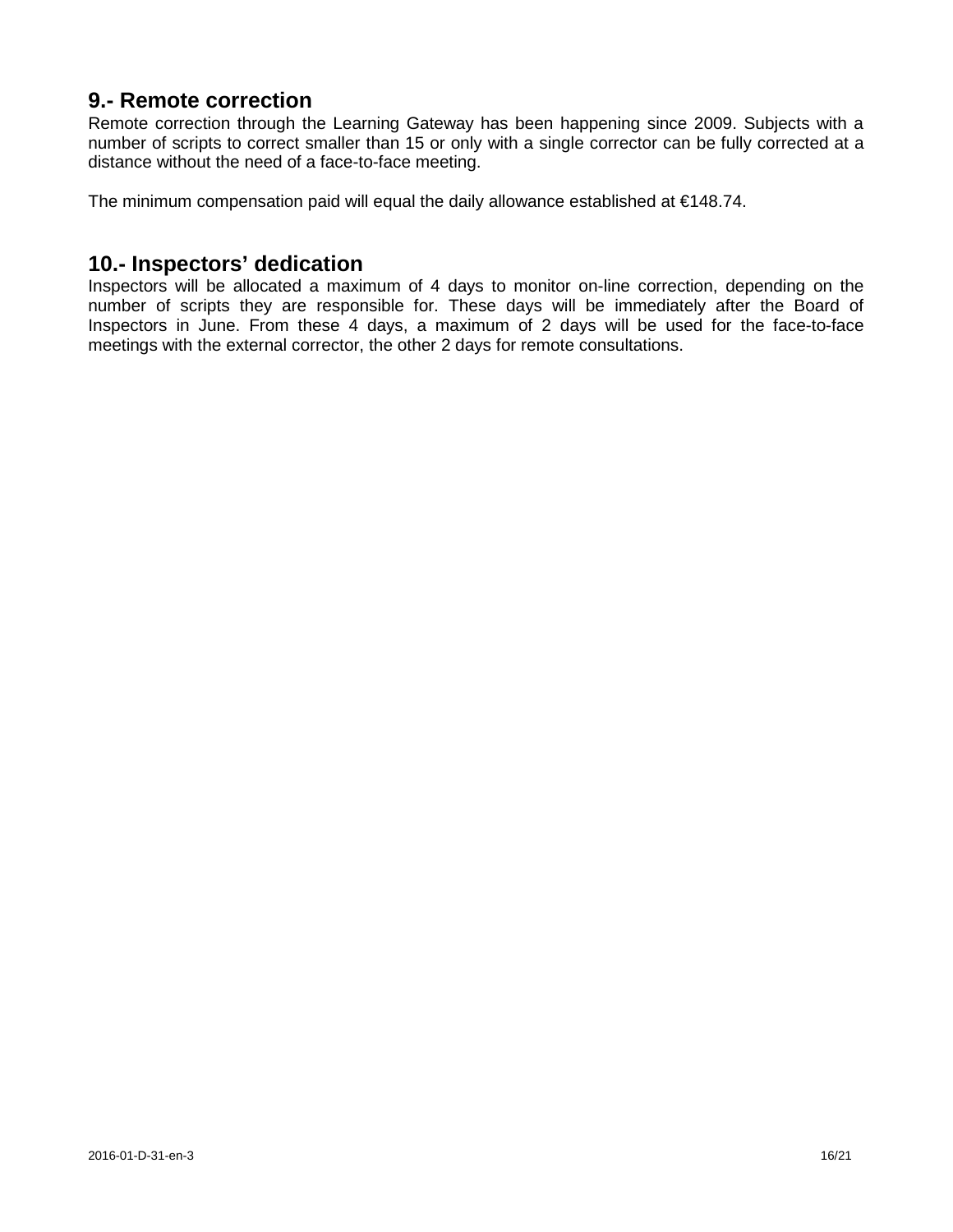## 9.- Remote correction

Remote correction through the Learning Gateway has been happening since 2009. Subjects with a number of scripts to correct smaller than 15 or only with a single corrector can be fully corrected at a distance without the need of a face-to-face meeting.

The minimum compensation paid will equal the daily allowance established at €148.74.

## 10.- Inspectors' dedication

Inspectors will be allocated a maximum of 4 days to monitor on-line correction, depending on the number of scripts they are responsible for. These days will be immediately after the Board of Inspectors in June. From these 4 days, a maximum of 2 days will be used for the face-to-face meetings with the external corrector, the other 2 days for remote consultations.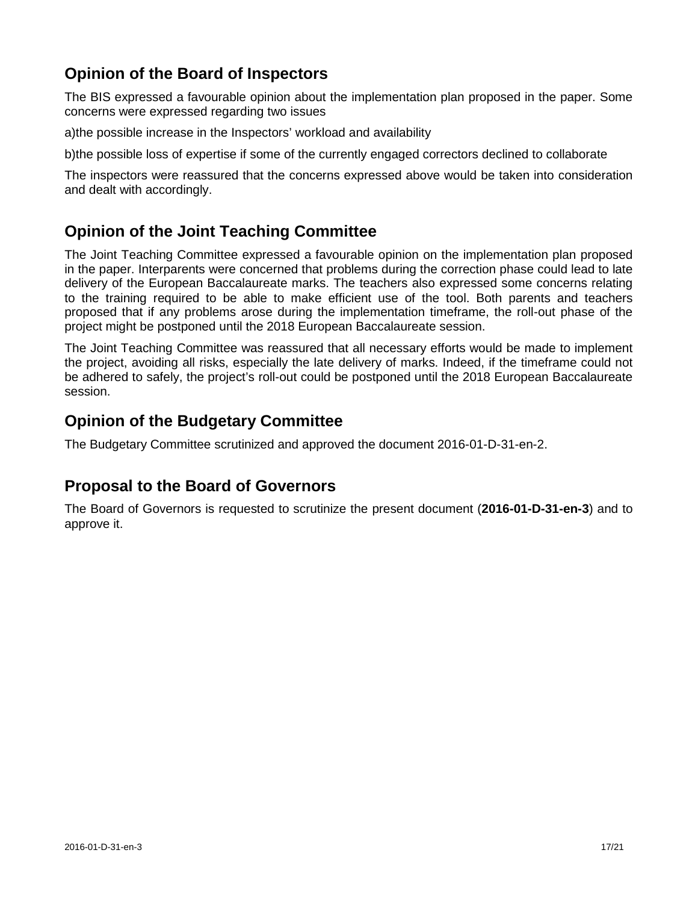## Opinion of the Board of Inspectors

The BIS expressed a favourable opinion about the implementation plan proposed in the paper. Some concerns were expressed regarding two issues

a)the possible increase in the Inspectors' workload and availability

b)the possible loss of expertise if some of the currently engaged correctors declined to collaborate

The inspectors were reassured that the concerns expressed above would be taken into consideration and dealt with accordingly.

## Opinion of the Joint Teaching Committee

The Joint Teaching Committee expressed a favourable opinion on the implementation plan proposed in the paper. Interparents were concerned that problems during the correction phase could lead to late delivery of the European Baccalaureate marks. The teachers also expressed some concerns relating to the training required to be able to make efficient use of the tool. Both parents and teachers proposed that if any problems arose during the implementation timeframe, the roll-out phase of the project might be postponed until the 2018 European Baccalaureate session.

The Joint Teaching Committee was reassured that all necessary efforts would be made to implement the project, avoiding all risks, especially the late delivery of marks. Indeed, if the timeframe could not be adhered to safely, the project's roll-out could be postponed until the 2018 European Baccalaureate session.

## Opinion of the Budgetary Committee

The Budgetary Committee scrutinized and approved the document 2016-01-D-31-en-2.

## Proposal to the Board of Governors

The Board of Governors is requested to scrutinize the present document (**2016-01-D-31-en-3**) and to approve it.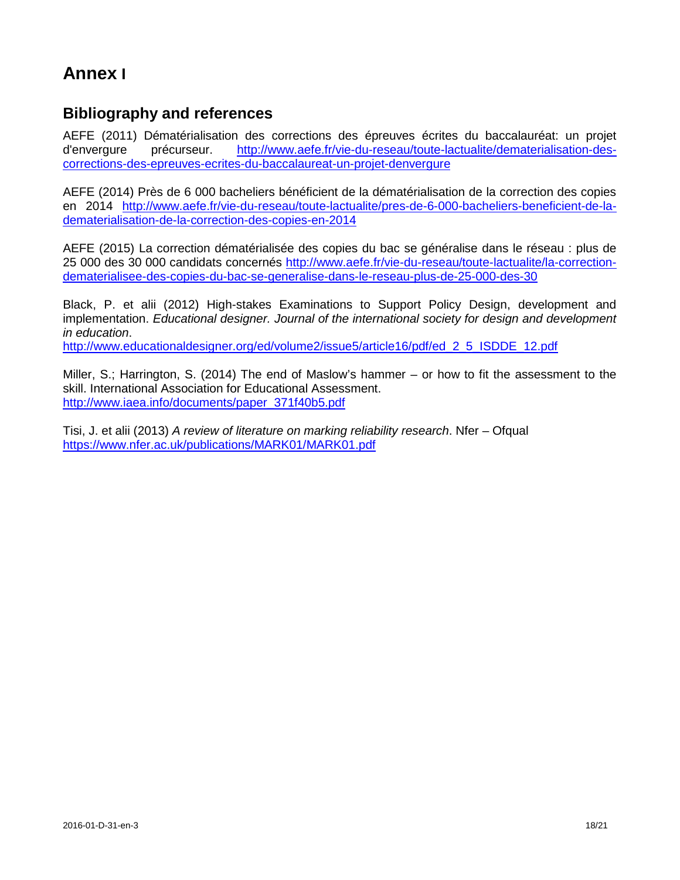# Annex I

## Bibliography and references

AEFE (2011) Dématérialisation des corrections des épreuves écrites du baccalauréat: un projet d'envergure précurseur. http://www.aefe.fr/vie-du-reseau/toute-lactualite/dematerialisation-des-corrections-des-epreuves-ecrites-du-baccalaureat-un-projet-denvergure

AEFE (2014) Près de 6 000 bacheliers bénéficient de la dématérialisation de la correction des copies en 2014 http://www.aefe.fr/vie-du-reseau/toute-lactualite/pres-de-6-000-bacheliers-beneficient-de-la-dematerialisation-de-la-correction-des-copies-en-2014

AEFE (2015) La correction dématérialisée des copies du bac se généralise dans le réseau : plus de 25 000 des 30 000 candidats concernés http://www.aefe.fr/vie-du-reseau/toute-lactualite/la-correction-dematerialisee-des-copies-du-bac-se-generalise-dans-le-reseau-plus-de-25-000-des-30

Black, P. et alii (2012) High-stakes Examinations to Support Policy Design, development and implementation. *Educational designer. Journal of the international society for design and development in education*.
http://www.educationaldesigner.org/ed/volume2/issue5/article16/pdf/ed_2_5_ISDDE_12.pdf

Miller, S.; Harrington, S. (2014) The end of Maslow's hammer – or how to fit the assessment to the skill. International Association for Educational Assessment.
http://www.iaea.info/documents/paper_371f40b5.pdf

Tisi, J. et alii (2013) *A review of literature on marking reliability research*. Nfer – Ofqual
https://www.nfer.ac.uk/publications/MARK01/MARK01.pdf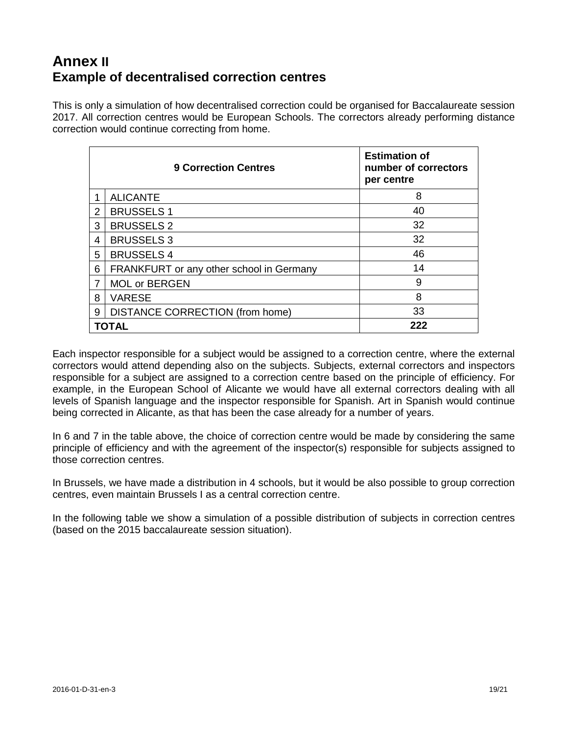# Annex II
# Example of decentralised correction centres

This is only a simulation of how decentralised correction could be organised for Baccalaureate session 2017. All correction centres would be European Schools. The correctors already performing distance correction would continue correcting from home.

| | 9 Correction Centres | Estimation of number of correctors per centre |
|---|---|---|
| 1 | ALICANTE | 8 |
| 2 | BRUSSELS 1 | 40 |
| 3 | BRUSSELS 2 | 32 |
| 4 | BRUSSELS 3 | 32 |
| 5 | BRUSSELS 4 | 46 |
| 6 | FRANKFURT or any other school in Germany | 14 |
| 7 | MOL or BERGEN | 9 |
| 8 | VARESE | 8 |
| 9 | DISTANCE CORRECTION (from home) | 33 |
| **TOTAL** | | **222** |

Each inspector responsible for a subject would be assigned to a correction centre, where the external correctors would attend depending also on the subjects. Subjects, external correctors and inspectors responsible for a subject are assigned to a correction centre based on the principle of efficiency. For example, in the European School of Alicante we would have all external correctors dealing with all levels of Spanish language and the inspector responsible for Spanish. Art in Spanish would continue being corrected in Alicante, as that has been the case already for a number of years.

In 6 and 7 in the table above, the choice of correction centre would be made by considering the same principle of efficiency and with the agreement of the inspector(s) responsible for subjects assigned to those correction centres.

In Brussels, we have made a distribution in 4 schools, but it would be also possible to group correction centres, even maintain Brussels I as a central correction centre.

In the following table we show a simulation of a possible distribution of subjects in correction centres (based on the 2015 baccalaureate session situation).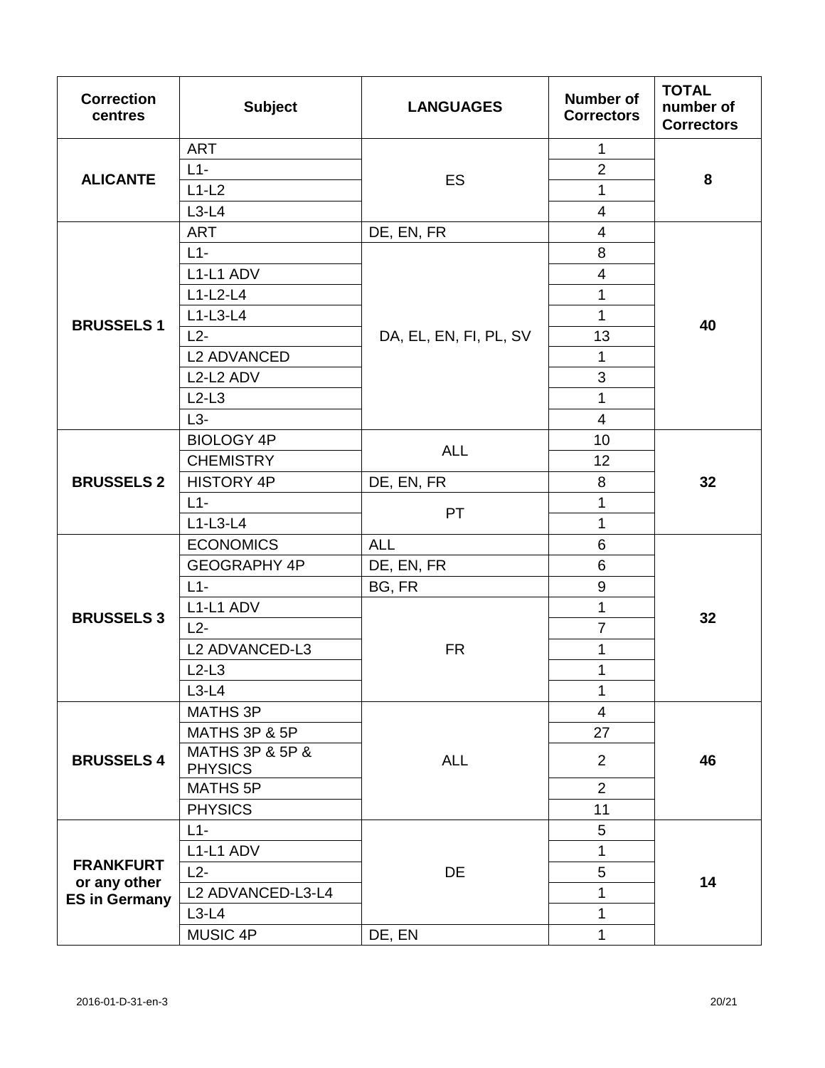| Correction centres | Subject | LANGUAGES | Number of Correctors | TOTAL number of Correctors |
|---|---|---|---|---|
| **ALICANTE** | ART | ES | 1 | **8** |
| | L1- | | 2 | |
| | L1-L2 | | 1 | |
| | L3-L4 | | 4 | |
| **BRUSSELS 1** | ART | DE, EN, FR | 4 | **40** |
| | L1- | DA, EL, EN, FI, PL, SV | 8 | |
| | L1-L1 ADV | | 4 | |
| | L1-L2-L4 | | 1 | |
| | L1-L3-L4 | | 1 | |
| | L2- | | 13 | |
| | L2 ADVANCED | | 1 | |
| | L2-L2 ADV | | 3 | |
| | L2-L3 | | 1 | |
| | L3- | | 4 | |
| **BRUSSELS 2** | BIOLOGY 4P | ALL | 10 | **32** |
| | CHEMISTRY | | 12 | |
| | HISTORY 4P | DE, EN, FR | 8 | |
| | L1- | PT | 1 | |
| | L1-L3-L4 | | 1 | |
| **BRUSSELS 3** | ECONOMICS | ALL | 6 | **32** |
| | GEOGRAPHY 4P | DE, EN, FR | 6 | |
| | L1- | BG, FR | 9 | |
| | L1-L1 ADV | FR | 1 | |
| | L2- | | 7 | |
| | L2 ADVANCED-L3 | | 1 | |
| | L2-L3 | | 1 | |
| | L3-L4 | | 1 | |
| **BRUSSELS 4** | MATHS 3P | ALL | 4 | **46** |
| | MATHS 3P & 5P | | 27 | |
| | MATHS 3P & 5P & PHYSICS | | 2 | |
| | MATHS 5P | | 2 | |
| | PHYSICS | | 11 | |
| **FRANKFURT or any other ES in Germany** | L1- | DE | 5 | **14** |
| | L1-L1 ADV | | 1 | |
| | L2- | | 5 | |
| | L2 ADVANCED-L3-L4 | | 1 | |
| | L3-L4 | | 1 | |
| | MUSIC 4P | DE, EN | 1 | |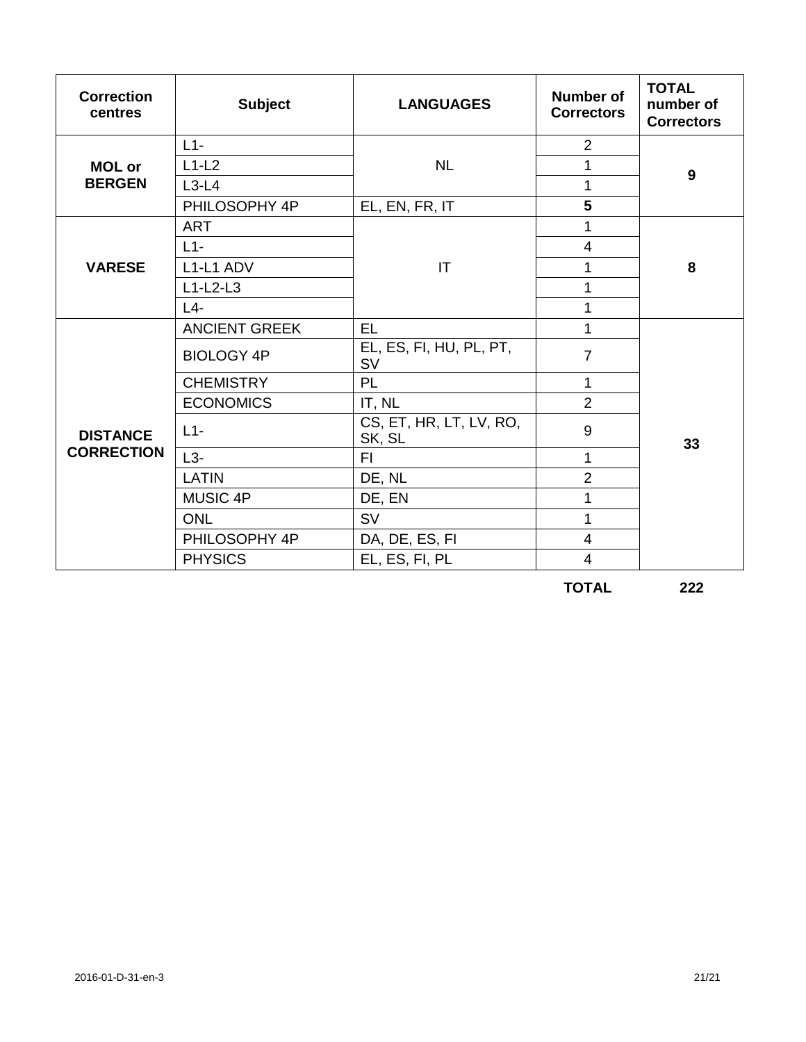| Correction centres | Subject | LANGUAGES | Number of Correctors | TOTAL number of Correctors |
|---|---|---|---|---|
| **MOL or BERGEN** | L1- | NL | 2 | **9** |
| | L1-L2 | | 1 | |
| | L3-L4 | | 1 | |
| | PHILOSOPHY 4P | EL, EN, FR, IT | **5** | |
| **VARESE** | ART | IT | 1 | **8** |
| | L1- | | 4 | |
| | L1-L1 ADV | | 1 | |
| | L1-L2-L3 | | 1 | |
| | L4- | | 1 | |
| **DISTANCE CORRECTION** | ANCIENT GREEK | EL | 1 | **33** |
| | BIOLOGY 4P | EL, ES, FI, HU, PL, PT, SV | 7 | |
| | CHEMISTRY | PL | 1 | |
| | ECONOMICS | IT, NL | 2 | |
| | L1- | CS, ET, HR, LT, LV, RO, SK, SL | 9 | |
| | L3- | FI | 1 | |
| | LATIN | DE, NL | 2 | |
| | MUSIC 4P | DE, EN | 1 | |
| | ONL | SV | 1 | |
| | PHILOSOPHY 4P | DA, DE, ES, FI | 4 | |
| | PHYSICS | EL, ES, FI, PL | 4 | |
| | | | **TOTAL** | **222** |